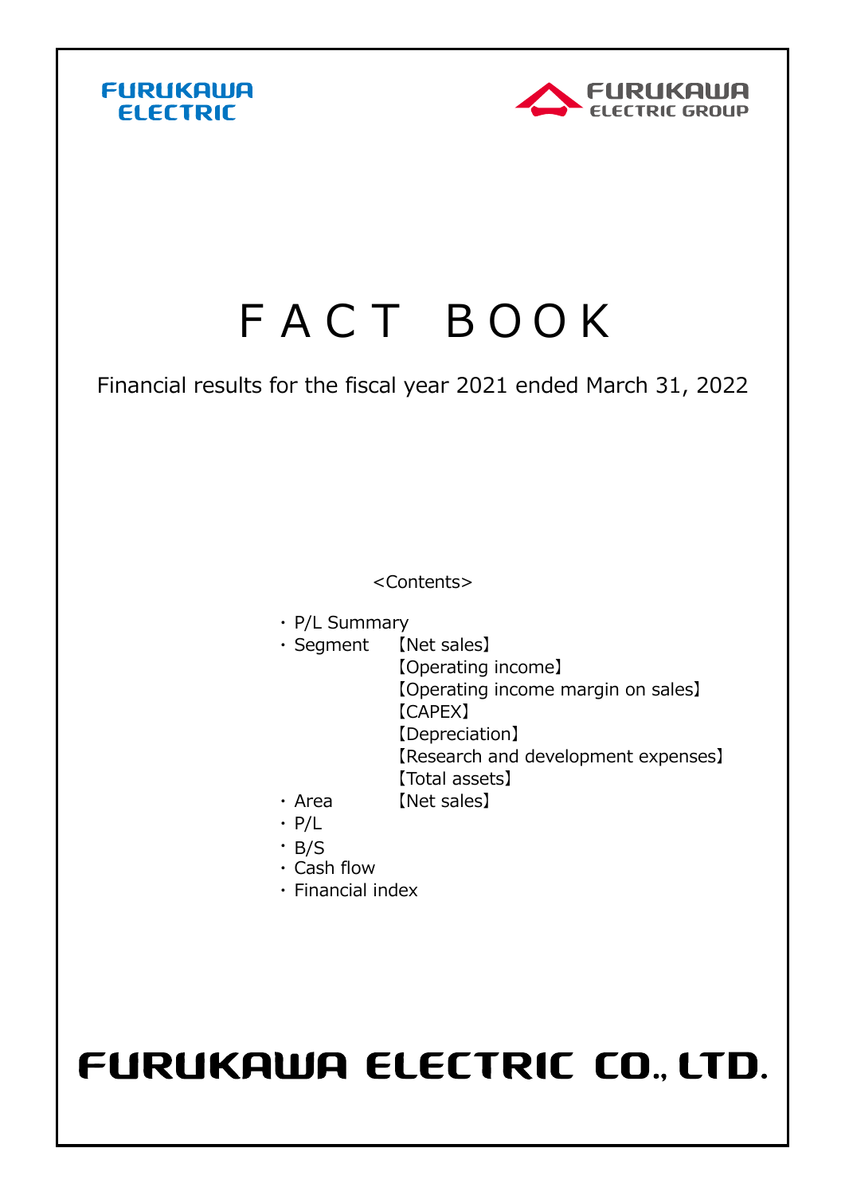FURUKAWA ELECTRIC

FURUKAWA ELECTRIC GROUP

# F A C T  B O O K

Financial results for the fiscal year 2021 ended March 31, 2022

<Contents>

- P/L Summary
- Segment 【Net sales】
  - 【Operating income】
  - 【Operating income margin on sales】
  - 【CAPEX】
  - 【Depreciation】
  - 【Research and development expenses】
  - 【Total assets】
- Area 【Net sales】
- P/L
- B/S
- Cash flow
- Financial index

FURUKAWA ELECTRIC CO., LTD.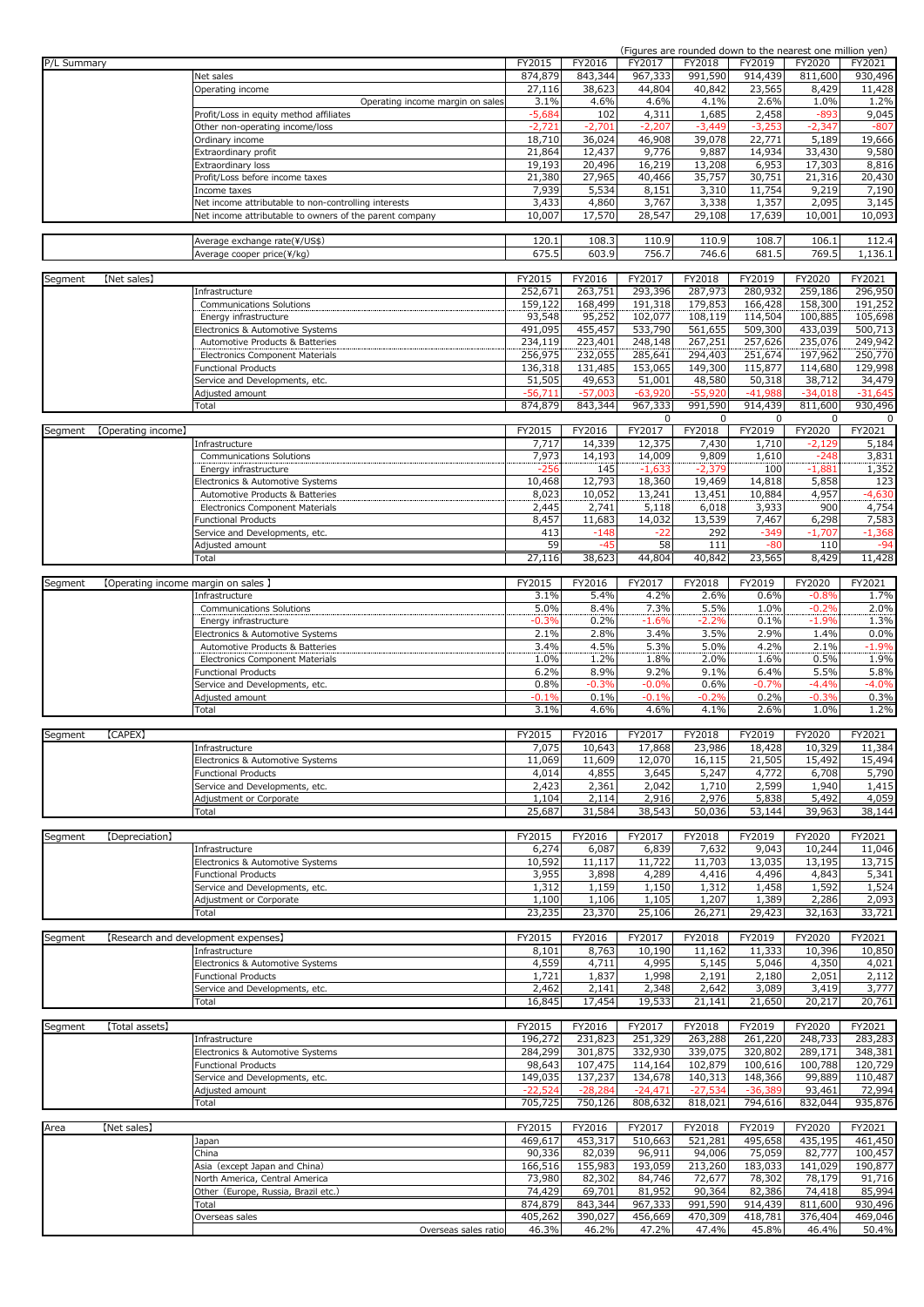(Figures are rounded down to the nearest one million yen)

| P/L Summary | | FY2015 | FY2016 | FY2017 | FY2018 | FY2019 | FY2020 | FY2021 |
|---|---|---|---|---|---|---|---|---|
| | Net sales | 874,879 | 843,344 | 967,333 | 991,590 | 914,439 | 811,600 | 930,496 |
| | Operating income | 27,116 | 38,623 | 44,804 | 40,842 | 23,565 | 8,429 | 11,428 |
| | Operating income margin on sales | 3.1% | 4.6% | 4.6% | 4.1% | 2.6% | 1.0% | 1.2% |
| | Profit/Loss in equity method affiliates | -5,684 | 102 | 4,311 | 1,685 | 2,458 | -893 | 9,045 |
| | Other non-operating income/loss | -2,721 | -2,701 | -2,207 | -3,449 | -3,253 | -2,347 | -807 |
| | Ordinary income | 18,710 | 36,024 | 46,908 | 39,078 | 22,771 | 5,189 | 19,666 |
| | Extraordinary profit | 21,864 | 12,437 | 9,776 | 9,887 | 14,934 | 33,430 | 9,580 |
| | Extraordinary loss | 19,193 | 20,496 | 16,219 | 13,208 | 6,953 | 17,303 | 8,816 |
| | Profit/Loss before income taxes | 21,380 | 27,965 | 40,466 | 35,757 | 30,751 | 21,316 | 20,430 |
| | Income taxes | 7,939 | 5,534 | 8,151 | 3,310 | 11,754 | 9,219 | 7,190 |
| | Net income attributable to non-controlling interests | 3,433 | 4,860 | 3,767 | 3,338 | 1,357 | 2,095 | 3,145 |
| | Net income attributable to owners of the parent company | 10,007 | 17,570 | 28,547 | 29,108 | 17,639 | 10,001 | 10,093 |

| | | FY2015 | FY2016 | FY2017 | FY2018 | FY2019 | FY2020 | FY2021 |
|---|---|---|---|---|---|---|---|---|
| | Average exchange rate(¥/US$) | 120.1 | 108.3 | 110.9 | 110.9 | 108.7 | 106.1 | 112.4 |
| | Average cooper price(¥/kg) | 675.5 | 603.9 | 756.7 | 746.6 | 681.5 | 769.5 | 1,136.1 |

| Segment | 【Net sales】 | FY2015 | FY2016 | FY2017 | FY2018 | FY2019 | FY2020 | FY2021 |
|---|---|---|---|---|---|---|---|---|
| | Infrastructure | 252,671 | 263,751 | 293,396 | 287,973 | 280,932 | 259,186 | 296,950 |
| | Communications Solutions | 159,122 | 168,499 | 191,318 | 179,853 | 166,428 | 158,300 | 191,252 |
| | Energy infrastructure | 93,548 | 95,252 | 102,077 | 108,119 | 114,504 | 100,885 | 105,698 |
| | Electronics & Automotive Systems | 491,095 | 455,457 | 533,790 | 561,655 | 509,300 | 433,039 | 500,713 |
| | Automotive Products & Batteries | 234,119 | 223,401 | 248,148 | 267,251 | 257,626 | 235,076 | 249,942 |
| | Electronics Component Materials | 256,975 | 232,055 | 285,641 | 294,403 | 251,674 | 197,962 | 250,770 |
| | Functional Products | 136,318 | 131,485 | 153,065 | 149,300 | 115,877 | 114,680 | 129,998 |
| | Service and Developments, etc. | 51,505 | 49,653 | 51,001 | 48,580 | 50,318 | 38,712 | 34,479 |
| | Adjusted amount | -56,711 | -57,003 | -63,920 | -55,920 | -41,988 | -34,018 | -31,645 |
| | Total | 874,879 | 843,344 | 967,333 | 991,590 | 914,439 | 811,600 | 930,496 |
| | | | | 0 | 0 | 0 | 0 | 0 |

| Segment | 【Operating income】 | FY2015 | FY2016 | FY2017 | FY2018 | FY2019 | FY2020 | FY2021 |
|---|---|---|---|---|---|---|---|---|
| | Infrastructure | 7,717 | 14,339 | 12,375 | 7,430 | 1,710 | -2,129 | 5,184 |
| | Communications Solutions | 7,973 | 14,193 | 14,009 | 9,809 | 1,610 | -248 | 3,831 |
| | Energy infrastructure | -256 | 145 | -1,633 | -2,379 | 100 | -1,881 | 1,352 |
| | Electronics & Automotive Systems | 10,468 | 12,793 | 18,360 | 19,469 | 14,818 | 5,858 | 123 |
| | Automotive Products & Batteries | 8,023 | 10,052 | 13,241 | 13,451 | 10,884 | 4,957 | -4,630 |
| | Electronics Component Materials | 2,445 | 2,741 | 5,118 | 6,018 | 3,933 | 900 | 4,754 |
| | Functional Products | 8,457 | 11,683 | 14,032 | 13,539 | 7,467 | 6,298 | 7,583 |
| | Service and Developments, etc. | 413 | -148 | -22 | 292 | -349 | -1,707 | -1,368 |
| | Adjusted amount | 59 | -45 | 58 | 111 | -80 | 110 | -94 |
| | Total | 27,116 | 38,623 | 44,804 | 40,842 | 23,565 | 8,429 | 11,428 |

| Segment | 【Operating income margin on sales】 | FY2015 | FY2016 | FY2017 | FY2018 | FY2019 | FY2020 | FY2021 |
|---|---|---|---|---|---|---|---|---|
| | Infrastructure | 3.1% | 5.4% | 4.2% | 2.6% | 0.6% | -0.8% | 1.7% |
| | Communications Solutions | 5.0% | 8.4% | 7.3% | 5.5% | 1.0% | -0.2% | 2.0% |
| | Energy infrastructure | -0.3% | 0.2% | -1.6% | -2.2% | 0.1% | -1.9% | 1.3% |
| | Electronics & Automotive Systems | 2.1% | 2.8% | 3.4% | 3.5% | 2.9% | 1.4% | 0.0% |
| | Automotive Products & Batteries | 3.4% | 4.5% | 5.3% | 5.0% | 4.2% | 2.1% | -1.9% |
| | Electronics Component Materials | 1.0% | 1.2% | 1.8% | 2.0% | 1.6% | 0.5% | 1.9% |
| | Functional Products | 6.2% | 8.9% | 9.2% | 9.1% | 6.4% | 5.5% | 5.8% |
| | Service and Developments, etc. | 0.8% | -0.3% | -0.0% | 0.6% | -0.7% | -4.4% | -4.0% |
| | Adjusted amount | -0.1% | 0.1% | -0.1% | -0.2% | 0.2% | -0.3% | 0.3% |
| | Total | 3.1% | 4.6% | 4.6% | 4.1% | 2.6% | 1.0% | 1.2% |

| Segment | 【CAPEX】 | FY2015 | FY2016 | FY2017 | FY2018 | FY2019 | FY2020 | FY2021 |
|---|---|---|---|---|---|---|---|---|
| | Infrastructure | 7,075 | 10,643 | 17,868 | 23,986 | 18,428 | 10,329 | 11,384 |
| | Electronics & Automotive Systems | 11,069 | 11,609 | 12,070 | 16,115 | 21,505 | 15,492 | 15,494 |
| | Functional Products | 4,014 | 4,855 | 3,645 | 5,247 | 4,772 | 6,708 | 5,790 |
| | Service and Developments, etc. | 2,423 | 2,361 | 2,042 | 1,710 | 2,599 | 1,940 | 1,415 |
| | Adjustment or Corporate | 1,104 | 2,114 | 2,916 | 2,976 | 5,838 | 5,492 | 4,059 |
| | Total | 25,687 | 31,584 | 38,543 | 50,036 | 53,144 | 39,963 | 38,144 |

| Segment | 【Depreciation】 | FY2015 | FY2016 | FY2017 | FY2018 | FY2019 | FY2020 | FY2021 |
|---|---|---|---|---|---|---|---|---|
| | Infrastructure | 6,274 | 6,087 | 6,839 | 7,632 | 9,043 | 10,244 | 11,046 |
| | Electronics & Automotive Systems | 10,592 | 11,117 | 11,722 | 11,703 | 13,035 | 13,195 | 13,715 |
| | Functional Products | 3,955 | 3,898 | 4,289 | 4,416 | 4,496 | 4,843 | 5,341 |
| | Service and Developments, etc. | 1,312 | 1,159 | 1,150 | 1,312 | 1,458 | 1,592 | 1,524 |
| | Adjustment or Corporate | 1,100 | 1,106 | 1,105 | 1,207 | 1,389 | 2,286 | 2,093 |
| | Total | 23,235 | 23,370 | 25,106 | 26,271 | 29,423 | 32,163 | 33,721 |

| Segment | 【Research and development expenses】 | FY2015 | FY2016 | FY2017 | FY2018 | FY2019 | FY2020 | FY2021 |
|---|---|---|---|---|---|---|---|---|
| | Infrastructure | 8,101 | 8,763 | 10,190 | 11,162 | 11,333 | 10,396 | 10,850 |
| | Electronics & Automotive Systems | 4,559 | 4,711 | 4,995 | 5,145 | 5,046 | 4,350 | 4,021 |
| | Functional Products | 1,721 | 1,837 | 1,998 | 2,191 | 2,180 | 2,051 | 2,112 |
| | Service and Developments, etc. | 2,462 | 2,141 | 2,348 | 2,642 | 3,089 | 3,419 | 3,777 |
| | Total | 16,845 | 17,454 | 19,533 | 21,141 | 21,650 | 20,217 | 20,761 |

| Segment | 【Total assets】 | FY2015 | FY2016 | FY2017 | FY2018 | FY2019 | FY2020 | FY2021 |
|---|---|---|---|---|---|---|---|---|
| | Infrastructure | 196,272 | 231,823 | 251,329 | 263,288 | 261,220 | 248,733 | 283,283 |
| | Electronics & Automotive Systems | 284,299 | 301,875 | 332,930 | 339,075 | 320,802 | 289,171 | 348,381 |
| | Functional Products | 98,643 | 107,475 | 114,164 | 102,879 | 100,616 | 100,788 | 120,729 |
| | Service and Developments, etc. | 149,035 | 137,237 | 134,678 | 140,313 | 148,366 | 99,889 | 110,487 |
| | Adjusted amount | -22,524 | -28,284 | -24,471 | -27,534 | -36,389 | 93,461 | 72,994 |
| | Total | 705,725 | 750,126 | 808,632 | 818,021 | 794,616 | 832,044 | 935,876 |

| Area | 【Net sales】 | FY2015 | FY2016 | FY2017 | FY2018 | FY2019 | FY2020 | FY2021 |
|---|---|---|---|---|---|---|---|---|
| | Japan | 469,617 | 453,317 | 510,663 | 521,281 | 495,658 | 435,195 | 461,450 |
| | China | 90,336 | 82,039 | 96,911 | 94,006 | 75,059 | 82,777 | 100,457 |
| | Asia (except Japan and China) | 166,516 | 155,983 | 193,059 | 213,260 | 183,033 | 141,029 | 190,877 |
| | North America, Central America | 73,980 | 82,302 | 84,746 | 72,677 | 78,302 | 78,179 | 91,716 |
| | Other (Europe, Russia, Brazil etc.) | 74,429 | 69,701 | 81,952 | 90,364 | 82,386 | 74,418 | 85,994 |
| | Total | 874,879 | 843,344 | 967,333 | 991,590 | 914,439 | 811,600 | 930,496 |
| | Overseas sales | 405,262 | 390,027 | 456,669 | 470,309 | 418,781 | 376,404 | 469,046 |
| | Overseas sales ratio | 46.3% | 46.2% | 47.2% | 47.4% | 45.8% | 46.4% | 50.4% |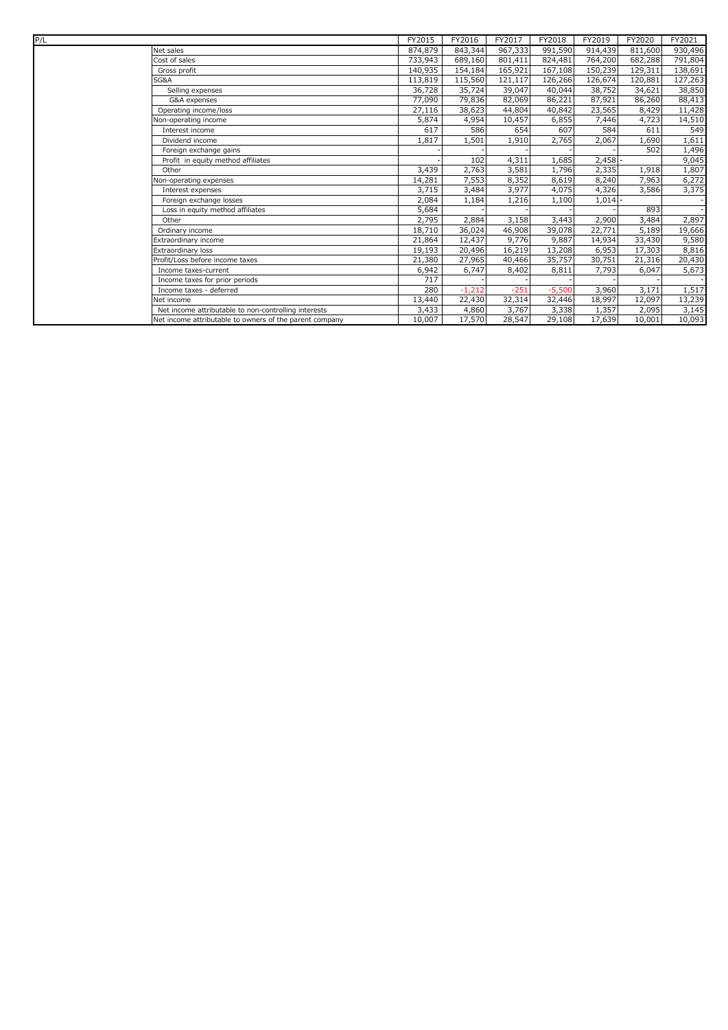| P/L | FY2015 | FY2016 | FY2017 | FY2018 | FY2019 | FY2020 | FY2021 |
|---|---|---|---|---|---|---|---|
| Net sales | 874,879 | 843,344 | 967,333 | 991,590 | 914,439 | 811,600 | 930,496 |
| Cost of sales | 733,943 | 689,160 | 801,411 | 824,481 | 764,200 | 682,288 | 791,804 |
| Gross profit | 140,935 | 154,184 | 165,921 | 167,108 | 150,239 | 129,311 | 138,691 |
| SG&A | 113,819 | 115,560 | 121,117 | 126,266 | 126,674 | 120,881 | 127,263 |
| Selling expenses | 36,728 | 35,724 | 39,047 | 40,044 | 38,752 | 34,621 | 38,850 |
| G&A expenses | 77,090 | 79,836 | 82,069 | 86,221 | 87,921 | 86,260 | 88,413 |
| Operating income/loss | 27,116 | 38,623 | 44,804 | 40,842 | 23,565 | 8,429 | 11,428 |
| Non-operating income | 5,874 | 4,954 | 10,457 | 6,855 | 7,446 | 4,723 | 14,510 |
| Interest income | 617 | 586 | 654 | 607 | 584 | 611 | 549 |
| Dividend income | 1,817 | 1,501 | 1,910 | 2,765 | 2,067 | 1,690 | 1,611 |
| Foreign exchange gains | - | - | - | - | - | 502 | 1,496 |
| Profit in equity method affiliates | - | 102 | 4,311 | 1,685 | 2,458 | - | 9,045 |
| Other | 3,439 | 2,763 | 3,581 | 1,796 | 2,335 | 1,918 | 1,807 |
| Non-operating expenses | 14,281 | 7,553 | 8,352 | 8,619 | 8,240 | 7,963 | 6,272 |
| Interest expenses | 3,715 | 3,484 | 3,977 | 4,075 | 4,326 | 3,586 | 3,375 |
| Foreign exchange losses | 2,084 | 1,184 | 1,216 | 1,100 | 1,014 | - | - |
| Loss in equity method affiliates | 5,684 | - | - | - | - | 893 | - |
| Other | 2,795 | 2,884 | 3,158 | 3,443 | 2,900 | 3,484 | 2,897 |
| Ordinary income | 18,710 | 36,024 | 46,908 | 39,078 | 22,771 | 5,189 | 19,666 |
| Extraordinary income | 21,864 | 12,437 | 9,776 | 9,887 | 14,934 | 33,430 | 9,580 |
| Extraordinary loss | 19,193 | 20,496 | 16,219 | 13,208 | 6,953 | 17,303 | 8,816 |
| Profit/Loss before income taxes | 21,380 | 27,965 | 40,466 | 35,757 | 30,751 | 21,316 | 20,430 |
| Income taxes-current | 6,942 | 6,747 | 8,402 | 8,811 | 7,793 | 6,047 | 5,673 |
| Income taxes for prior periods | 717 | - | - | - | - | - | - |
| Income taxes - deferred | 280 | -1,212 | -251 | -5,500 | 3,960 | 3,171 | 1,517 |
| Net income | 13,440 | 22,430 | 32,314 | 32,446 | 18,997 | 12,097 | 13,239 |
| Net income attributable to non-controlling interests | 3,433 | 4,860 | 3,767 | 3,338 | 1,357 | 2,095 | 3,145 |
| Net income attributable to owners of the parent company | 10,007 | 17,570 | 28,547 | 29,108 | 17,639 | 10,001 | 10,093 |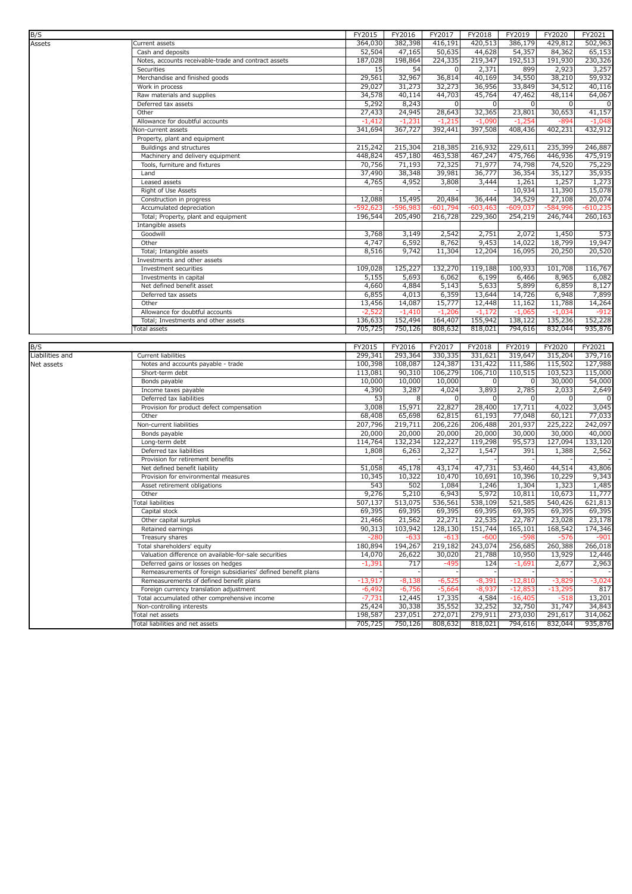| B/S | | FY2015 | FY2016 | FY2017 | FY2018 | FY2019 | FY2020 | FY2021 |
|---|---|---|---|---|---|---|---|---|
| Assets | Current assets | 364,030 | 382,398 | 416,191 | 420,513 | 386,179 | 429,812 | 502,963 |
| | Cash and deposits | 52,504 | 47,165 | 50,635 | 44,628 | 54,357 | 84,362 | 65,153 |
| | Notes, accounts receivable-trade and contract assets | 187,028 | 198,864 | 224,335 | 219,347 | 192,513 | 191,930 | 230,326 |
| | Securities | 15 | 54 | 0 | 2,371 | 899 | 2,923 | 3,257 |
| | Merchandise and finished goods | 29,561 | 32,967 | 36,814 | 40,169 | 34,550 | 38,210 | 59,932 |
| | Work in process | 29,027 | 31,273 | 32,273 | 36,956 | 33,849 | 34,512 | 40,116 |
| | Raw materials and supplies | 34,578 | 40,114 | 44,703 | 45,764 | 47,462 | 48,114 | 64,067 |
| | Deferred tax assets | 5,292 | 8,243 | 0 | 0 | 0 | 0 | 0 |
| | Other | 27,433 | 24,945 | 28,643 | 32,365 | 23,801 | 30,653 | 41,157 |
| | Allowance for doubtful accounts | -1,412 | -1,231 | -1,215 | -1,090 | -1,254 | -894 | -1,048 |
| | Non-current assets | 341,694 | 367,727 | 392,441 | 397,508 | 408,436 | 402,231 | 432,912 |
| | Property, plant and equipment | | | | | | | |
| | Buildings and structures | 215,242 | 215,304 | 218,385 | 216,932 | 229,611 | 235,399 | 246,887 |
| | Machinery and delivery equipment | 448,824 | 457,180 | 463,538 | 467,247 | 475,766 | 446,936 | 475,919 |
| | Tools, furniture and fixtures | 70,756 | 71,193 | 72,325 | 71,977 | 74,798 | 74,520 | 75,229 |
| | Land | 37,490 | 38,348 | 39,981 | 36,777 | 36,354 | 35,127 | 35,935 |
| | Leased assets | 4,765 | 4,952 | 3,808 | 3,444 | 1,261 | 1,257 | 1,273 |
| | Right of Use Assets | - | - | - | - | 10,934 | 11,390 | 15,078 |
| | Construction in progress | 12,088 | 15,495 | 20,484 | 36,444 | 34,529 | 27,108 | 20,074 |
| | Accumulated depreciation | -592,623 | -596,983 | -601,794 | -603,463 | -609,037 | -584,996 | -610,235 |
| | Total; Property, plant and equipment | 196,544 | 205,490 | 216,728 | 229,360 | 254,219 | 246,744 | 260,163 |
| | Intangible assets | | | | | | | |
| | Goodwill | 3,768 | 3,149 | 2,542 | 2,751 | 2,072 | 1,450 | 573 |
| | Other | 4,747 | 6,592 | 8,762 | 9,453 | 14,022 | 18,799 | 19,947 |
| | Total; Intangible assets | 8,516 | 9,742 | 11,304 | 12,204 | 16,095 | 20,250 | 20,520 |
| | Investments and other assets | | | | | | | |
| | Investment securities | 109,028 | 125,227 | 132,270 | 119,188 | 100,933 | 101,708 | 116,767 |
| | Investments in capital | 5,155 | 5,693 | 6,062 | 6,199 | 6,466 | 8,965 | 6,082 |
| | Net defined benefit asset | 4,660 | 4,884 | 5,143 | 5,633 | 5,899 | 6,859 | 8,127 |
| | Deferred tax assets | 6,855 | 4,013 | 6,359 | 13,644 | 14,726 | 6,948 | 7,899 |
| | Other | 13,456 | 14,087 | 15,777 | 12,448 | 11,162 | 11,788 | 14,264 |
| | Allowance for doubtful accounts | -2,522 | -1,410 | -1,206 | -1,172 | -1,065 | -1,034 | -912 |
| | Total; Investments and other assets | 136,633 | 152,494 | 164,407 | 155,942 | 138,122 | 135,236 | 152,228 |
| | Total assets | 705,725 | 750,126 | 808,632 | 818,021 | 794,616 | 832,044 | 935,876 |

| B/S | | FY2015 | FY2016 | FY2017 | FY2018 | FY2019 | FY2020 | FY2021 |
|---|---|---|---|---|---|---|---|---|
| Liabilities and Net assets | Current liabilities | 299,341 | 293,364 | 330,335 | 331,621 | 319,647 | 315,204 | 379,716 |
| | Notes and accounts payable - trade | 100,398 | 108,087 | 124,387 | 131,422 | 111,586 | 115,502 | 127,988 |
| | Short-term debt | 113,081 | 90,310 | 106,279 | 106,710 | 110,515 | 103,523 | 115,000 |
| | Bonds payable | 10,000 | 10,000 | 10,000 | 0 | 0 | 30,000 | 54,000 |
| | Income taxes payable | 4,390 | 3,287 | 4,024 | 3,893 | 2,785 | 2,033 | 2,649 |
| | Deferred tax liabilities | 53 | 8 | 0 | 0 | 0 | 0 | 0 |
| | Provision for product defect compensation | 3,008 | 15,971 | 22,827 | 28,400 | 17,711 | 4,022 | 3,045 |
| | Other | 68,408 | 65,698 | 62,815 | 61,193 | 77,048 | 60,121 | 77,033 |
| | Non-current liabilities | 207,796 | 219,711 | 206,226 | 206,488 | 201,937 | 225,222 | 242,097 |
| | Bonds payable | 20,000 | 20,000 | 20,000 | 20,000 | 30,000 | 30,000 | 40,000 |
| | Long-term debt | 114,764 | 132,234 | 122,227 | 119,298 | 95,573 | 127,094 | 133,120 |
| | Deferred tax liabilities | 1,808 | 6,263 | 2,327 | 1,547 | 391 | 1,388 | 2,562 |
| | Provision for retirement benefits | - | - | - | - | - | - | - |
| | Net defined benefit liability | 51,058 | 45,178 | 43,174 | 47,731 | 53,460 | 44,514 | 43,806 |
| | Provision for environmental measures | 10,345 | 10,322 | 10,470 | 10,691 | 10,396 | 10,229 | 9,343 |
| | Asset retirement obligations | 543 | 502 | 1,084 | 1,246 | 1,304 | 1,323 | 1,485 |
| | Other | 9,276 | 5,210 | 6,943 | 5,972 | 10,811 | 10,673 | 11,777 |
| | Total liabilities | 507,137 | 513,075 | 536,561 | 538,109 | 521,585 | 540,426 | 621,813 |
| | Capital stock | 69,395 | 69,395 | 69,395 | 69,395 | 69,395 | 69,395 | 69,395 |
| | Other capital surplus | 21,466 | 21,562 | 22,271 | 22,535 | 22,787 | 23,028 | 23,178 |
| | Retained earnings | 90,313 | 103,942 | 128,130 | 151,744 | 165,101 | 168,542 | 174,346 |
| | Treasury shares | -280 | -633 | -613 | -600 | -598 | -576 | -901 |
| | Total shareholders' equity | 180,894 | 194,267 | 219,182 | 243,074 | 256,685 | 260,388 | 266,018 |
| | Valuation difference on available-for-sale securities | 14,070 | 26,622 | 30,020 | 21,788 | 10,950 | 13,929 | 12,446 |
| | Deferred gains or losses on hedges | -1,391 | 717 | -495 | 124 | -1,691 | 2,677 | 2,963 |
| | Remeasurements of foreign subsidiaries' defined benefit plans | - | - | - | - | - | - | - |
| | Remeasurements of defined benefit plans | -13,917 | -8,138 | -6,525 | -8,391 | -12,810 | -3,829 | -3,024 |
| | Foreign currency translation adjustment | -6,492 | -6,756 | -5,664 | -8,937 | -12,853 | -13,295 | 817 |
| | Total accumulated other comprehensive income | -7,731 | 12,445 | 17,335 | 4,584 | -16,405 | -518 | 13,201 |
| | Non-controlling interests | 25,424 | 30,338 | 35,552 | 32,252 | 32,750 | 31,747 | 34,843 |
| | Total net assets | 198,587 | 237,051 | 272,071 | 279,911 | 273,030 | 291,617 | 314,062 |
| | Total liabilities and net assets | 705,725 | 750,126 | 808,632 | 818,021 | 794,616 | 832,044 | 935,876 |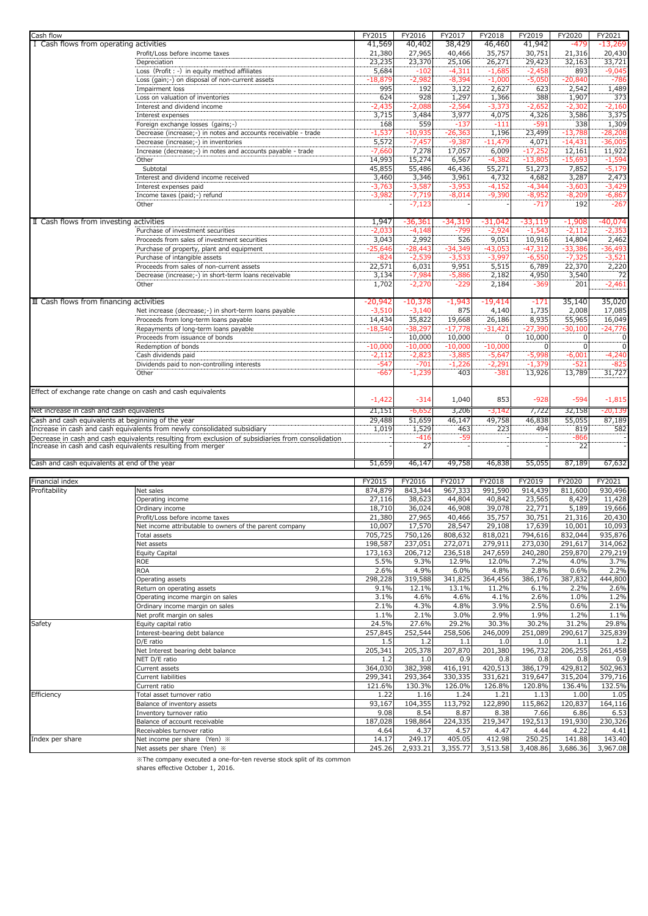| Cash flow | | FY2015 | FY2016 | FY2017 | FY2018 | FY2019 | FY2020 | FY2021 |
|---|---|---|---|---|---|---|---|---|
| Ⅰ Cash flows from operating activities | | 41,569 | 40,402 | 38,429 | 46,460 | 41,942 | -479 | -13,269 |
| | Profit/Loss before income taxes | 21,380 | 27,965 | 40,466 | 35,757 | 30,751 | 21,316 | 20,430 |
| | Depreciation | 23,235 | 23,370 | 25,106 | 26,271 | 29,423 | 32,163 | 33,721 |
| | Loss (Profit : -) in equity method affiliates | 5,684 | -102 | -4,311 | -1,685 | -2,458 | 893 | -9,045 |
| | Loss (gain;-) on disposal of non-current assets | -18,879 | -2,982 | -8,394 | -1,000 | -5,050 | -20,840 | -786 |
| | Impairment loss | 995 | 192 | 3,122 | 2,627 | 623 | 2,542 | 1,489 |
| | Loss on valuation of inventories | 624 | 928 | 1,297 | 1,366 | 388 | 1,907 | 373 |
| | Interest and dividend income | -2,435 | -2,088 | -2,564 | -3,373 | -2,652 | -2,302 | -2,160 |
| | Interest expenses | 3,715 | 3,484 | 3,977 | 4,075 | 4,326 | 3,586 | 3,375 |
| | Foreign exchange losses (gains;-) | 168 | 559 | -137 | -111 | -591 | 338 | 1,309 |
| | Decrease (increase;-) in notes and accounts receivable - trade | -1,537 | -10,935 | -26,363 | 1,196 | 23,499 | -13,788 | -28,208 |
| | Decrease (increase;-) in inventories | 5,572 | -7,457 | -9,387 | -11,479 | 4,071 | -14,431 | -36,005 |
| | Increase (decrease;-) in notes and accounts payable - trade | -7,660 | 7,278 | 17,057 | 6,009 | -17,252 | 12,161 | 11,922 |
| | Other | 14,993 | 15,274 | 6,567 | -4,382 | -13,805 | -15,693 | -1,594 |
| | Subtotal | 45,855 | 55,486 | 46,436 | 55,271 | 51,273 | 7,852 | -5,179 |
| | Interest and dividend income received | 3,460 | 3,346 | 3,961 | 4,732 | 4,682 | 3,287 | 2,473 |
| | Interest expenses paid | -3,763 | -3,587 | -3,953 | -4,152 | -4,344 | -3,603 | -3,429 |
| | Income taxes (paid;-) refund | -3,982 | -7,719 | -8,014 | -9,390 | -8,952 | -8,209 | -6,867 |
| | Other | - | -7,123 | - | - | -717 | 192 | -267 |
| Ⅱ Cash flows from investing activities | | 1,947 | -36,361 | -34,319 | -31,042 | -33,119 | -1,908 | -40,074 |
| | Purchase of investment securities | -2,033 | -4,148 | -799 | -2,924 | -1,543 | -2,112 | -2,353 |
| | Proceeds from sales of investment securities | 3,043 | 2,992 | 526 | 9,051 | 10,916 | 14,804 | 2,462 |
| | Purchase of property, plant and equipment | -25,646 | -28,443 | -34,349 | -43,053 | -47,312 | -33,386 | -36,493 |
| | Purchase of intangible assets | -824 | -2,539 | -3,533 | -3,997 | -6,550 | -7,325 | -3,521 |
| | Proceeds from sales of non-current assets | 22,571 | 6,031 | 9,951 | 5,515 | 6,789 | 22,370 | 2,220 |
| | Decrease (increase;-) in short-term loans receivable | 3,134 | -7,984 | -5,886 | 2,182 | 4,950 | 3,540 | 72 |
| | Other | 1,702 | -2,270 | -229 | 2,184 | -369 | 201 | -2,461 |
| Ⅲ Cash flows from financing activities | | -20,942 | -10,378 | -1,943 | -19,414 | -171 | 35,140 | 35,020 |
| | Net increase (decrease;-) in short-term loans payable | -3,510 | -3,140 | 875 | 4,140 | 1,735 | 2,008 | 17,085 |
| | Proceeds from long-term loans payable | 14,434 | 35,822 | 19,668 | 26,186 | 8,935 | 55,965 | 16,049 |
| | Repayments of long-term loans payable | -18,540 | -38,297 | -17,778 | -31,421 | -27,390 | -30,100 | -24,776 |
| | Proceeds from issuance of bonds | - | 10,000 | 10,000 | 0 | 10,000 | 0 | 0 |
| | Redemption of bonds | -10,000 | -10,000 | -10,000 | -10,000 | 0 | 0 | 0 |
| | Cash dividends paid | -2,112 | -2,823 | -3,885 | -5,647 | -5,998 | -6,001 | -4,240 |
| | Dividends paid to non-controlling interests | -547 | -701 | -1,226 | -2,291 | -1,379 | -521 | -825 |
| | Other | -667 | -1,239 | 403 | -381 | 13,926 | 13,789 | 31,727 |
| Effect of exchange rate change on cash and cash equivalents | | -1,422 | -314 | 1,040 | 853 | -928 | -594 | -1,815 |
| Net increase in cash and cash equivalents | | 21,151 | -6,652 | 3,206 | -3,142 | 7,722 | 32,158 | -20,139 |
| Cash and cash equivalents at beginning of the year | | 29,488 | 51,659 | 46,147 | 49,758 | 46,838 | 55,055 | 87,189 |
| Increase in cash and cash equivalents from newly consolidated subsidiary | | 1,019 | 1,529 | 463 | 223 | 494 | 819 | 582 |
| Decrease in cash and cash equivalents resulting from exclusion of subsidiaries from consolidation | | - | -416 | -59 | - | - | -866 | - |
| Increase in cash and cash equivalents resulting from merger | | - | 27 | - | - | - | 22 | - |
| Cash and cash equivalents at end of the year | | 51,659 | 46,147 | 49,758 | 46,838 | 55,055 | 87,189 | 67,632 |

| Financial index | | FY2015 | FY2016 | FY2017 | FY2018 | FY2019 | FY2020 | FY2021 |
|---|---|---|---|---|---|---|---|---|
| Profitability | Net sales | 874,879 | 843,344 | 967,333 | 991,590 | 914,439 | 811,600 | 930,496 |
| | Operating income | 27,116 | 38,623 | 44,804 | 40,842 | 23,565 | 8,429 | 11,428 |
| | Ordinary income | 18,710 | 36,024 | 46,908 | 39,078 | 22,771 | 5,189 | 19,666 |
| | Profit/Loss before income taxes | 21,380 | 27,965 | 40,466 | 35,757 | 30,751 | 21,316 | 20,430 |
| | Net income attributable to owners of the parent company | 10,007 | 17,570 | 28,547 | 29,108 | 17,639 | 10,001 | 10,093 |
| | Total assets | 705,725 | 750,126 | 808,632 | 818,021 | 794,616 | 832,044 | 935,876 |
| | Net assets | 198,587 | 237,051 | 272,071 | 279,911 | 273,030 | 291,617 | 314,062 |
| | Equity Capital | 173,163 | 206,712 | 236,518 | 247,659 | 240,280 | 259,870 | 279,219 |
| | ROE | 5.5% | 9.3% | 12.9% | 12.0% | 7.2% | 4.0% | 3.7% |
| | ROA | 2.6% | 4.9% | 6.0% | 4.8% | 2.8% | 0.6% | 2.2% |
| | Operating assets | 298,228 | 319,588 | 341,825 | 364,456 | 386,176 | 387,832 | 444,800 |
| | Return on operating assets | 9.1% | 12.1% | 13.1% | 11.2% | 6.1% | 2.2% | 2.6% |
| | Operating income margin on sales | 3.1% | 4.6% | 4.6% | 4.1% | 2.6% | 1.0% | 1.2% |
| | Ordinary income margin on sales | 2.1% | 4.3% | 4.8% | 3.9% | 2.5% | 0.6% | 2.1% |
| | Net profit margin on sales | 1.1% | 2.1% | 3.0% | 2.9% | 1.9% | 1.2% | 1.1% |
| Safety | Equity capital ratio | 24.5% | 27.6% | 29.2% | 30.3% | 30.2% | 31.2% | 29.8% |
| | Interest-bearing debt balance | 257,845 | 252,544 | 258,506 | 246,009 | 251,089 | 290,617 | 325,839 |
| | D/E ratio | 1.5 | 1.2 | 1.1 | 1.0 | 1.0 | 1.1 | 1.2 |
| | Net Interest bearing debt balance | 205,341 | 205,378 | 207,870 | 201,380 | 196,732 | 206,255 | 261,458 |
| | NET D/E ratio | 1.2 | 1.0 | 0.9 | 0.8 | 0.8 | 0.8 | 0.9 |
| | Current assets | 364,030 | 382,398 | 416,191 | 420,513 | 386,179 | 429,812 | 502,963 |
| | Current liabilities | 299,341 | 293,364 | 330,335 | 331,621 | 319,647 | 315,204 | 379,716 |
| | Current ratio | 121.6% | 130.3% | 126.0% | 126.8% | 120.8% | 136.4% | 132.5% |
| Efficiency | Total asset turnover ratio | 1.22 | 1.16 | 1.24 | 1.21 | 1.13 | 1.00 | 1.05 |
| | Balance of inventory assets | 93,167 | 104,355 | 113,792 | 122,890 | 115,862 | 120,837 | 164,116 |
| | Inventory turnover ratio | 9.08 | 8.54 | 8.87 | 8.38 | 7.66 | 6.86 | 6.53 |
| | Balance of account receivable | 187,028 | 198,864 | 224,335 | 219,347 | 192,513 | 191,930 | 230,326 |
| | Receivables turnover ratio | 4.64 | 4.37 | 4.57 | 4.47 | 4.44 | 4.22 | 4.41 |
| Index per share | Net income per share (Yen) ※ | 14.17 | 249.17 | 405.05 | 412.98 | 250.25 | 141.88 | 143.40 |
| | Net assets per share (Yen) ※ | 245.26 | 2,933.21 | 3,355.77 | 3,513.58 | 3,408.86 | 3,686.36 | 3,967.08 |

※The company executed a one-for-ten reverse stock split of its common shares effective October 1, 2016.